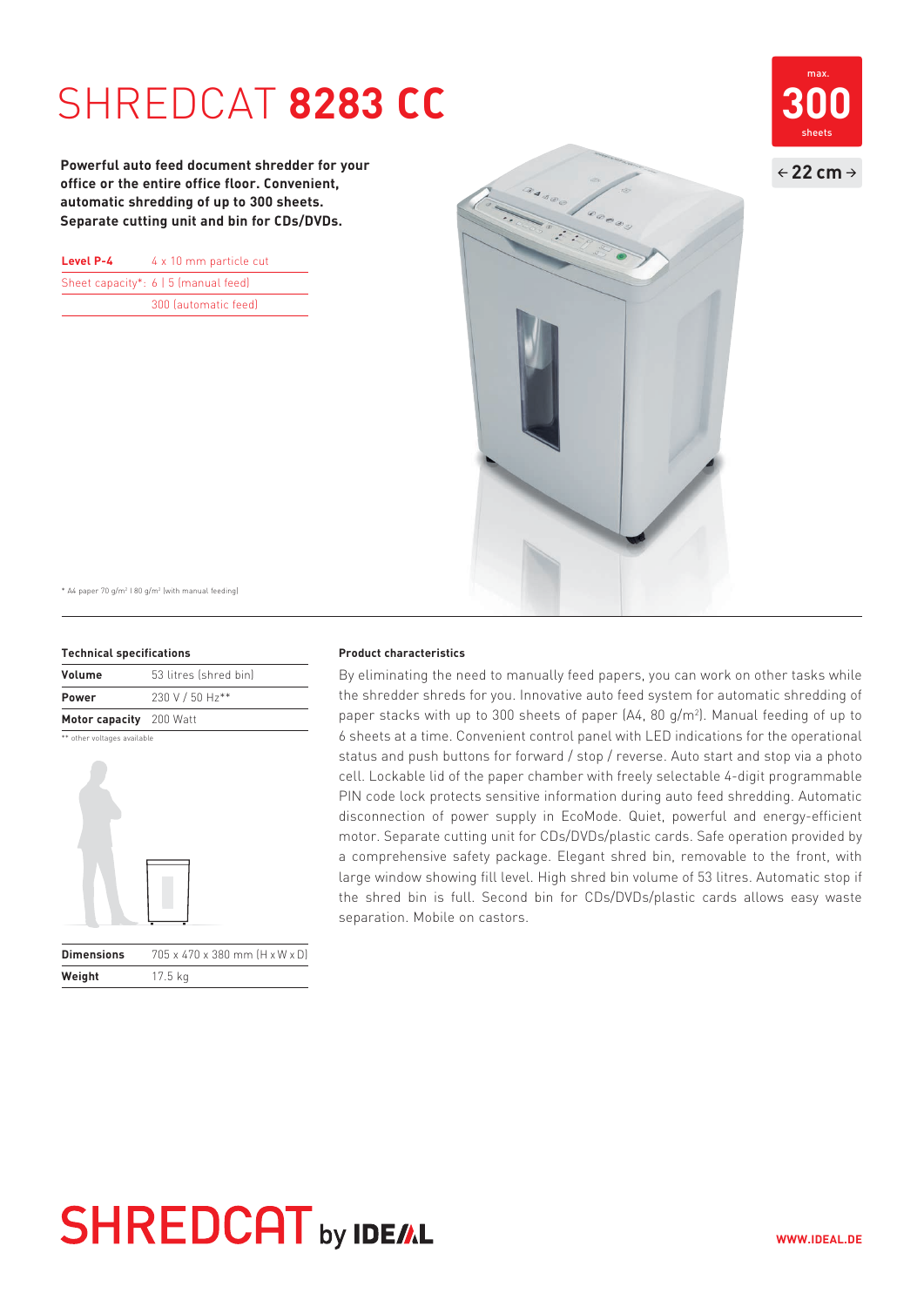# SHREDCAT **8283 CC**

max.
**300**
sheets

← **22 cm** →

**Powerful auto feed document shredder for your office or the entire office floor. Convenient, automatic shredding of up to 300 sheets. Separate cutting unit and bin for CDs/DVDs.**

| **Level P-4** | 4 x 10 mm particle cut |
|---|---|
| Sheet capacity*: | 6 \| 5 (manual feed) |
| | 300 (automatic feed) |

* A4 paper 70 g/m² | 80 g/m² (with manual feeding)

### Technical specifications

| **Volume** | 53 litres (shred bin) |
|---|---|
| **Power** | 230 V / 50 Hz** |
| **Motor capacity** | 200 Watt |

** other voltages available

| **Dimensions** | 705 x 470 x 380 mm (H x W x D) |
|---|---|
| **Weight** | 17.5 kg |

### Product characteristics

By eliminating the need to manually feed papers, you can work on other tasks while the shredder shreds for you. Innovative auto feed system for automatic shredding of paper stacks with up to 300 sheets of paper (A4, 80 g/m²). Manual feeding of up to 6 sheets at a time. Convenient control panel with LED indications for the operational status and push buttons for forward / stop / reverse. Auto start and stop via a photo cell. Lockable lid of the paper chamber with freely selectable 4-digit programmable PIN code lock protects sensitive information during auto feed shredding. Automatic disconnection of power supply in EcoMode. Quiet, powerful and energy-efficient motor. Separate cutting unit for CDs/DVDs/plastic cards. Safe operation provided by a comprehensive safety package. Elegant shred bin, removable to the front, with large window showing fill level. High shred bin volume of 53 litres. Automatic stop if the shred bin is full. Second bin for CDs/DVDs/plastic cards allows easy waste separation. Mobile on castors.

SHREDCAT by IDEAL

WWW.IDEAL.DE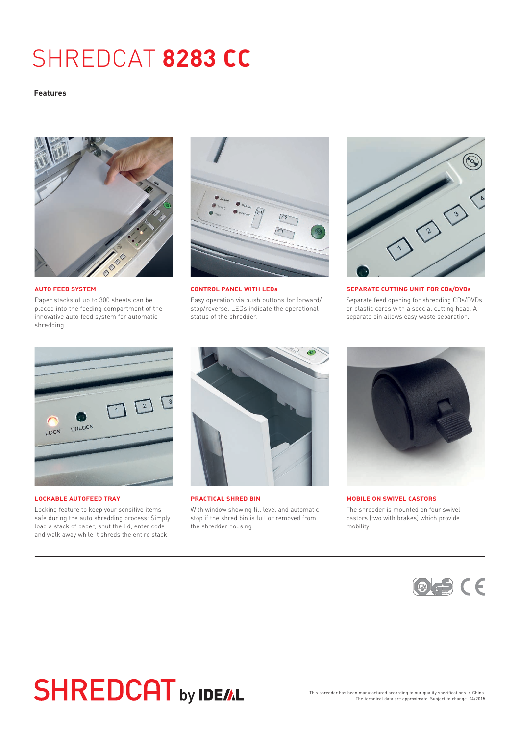# SHREDCAT **8283 CC**

**Features**

### AUTO FEED SYSTEM

Paper stacks of up to 300 sheets can be placed into the feeding compartment of the innovative auto feed system for automatic shredding.

### CONTROL PANEL WITH LEDs

Easy operation via push buttons for forward/stop/reverse. LEDs indicate the operational status of the shredder.

### SEPARATE CUTTING UNIT FOR CDs/DVDs

Separate feed opening for shredding CDs/DVDs or plastic cards with a special cutting head. A separate bin allows easy waste separation.

### LOCKABLE AUTOFEED TRAY

Locking feature to keep your sensitive items safe during the auto shredding process: Simply load a stack of paper, shut the lid, enter code and walk away while it shreds the entire stack.

### PRACTICAL SHRED BIN

With window showing fill level and automatic stop if the shred bin is full or removed from the shredder housing.

### MOBILE ON SWIVEL CASTORS

The shredder is mounted on four swivel castors (two with brakes) which provide mobility.

SHREDCAT by IDEAL

This shredder has been manufactured according to our quality specifications in China. The technical data are approximate. Subject to change. 04/2015